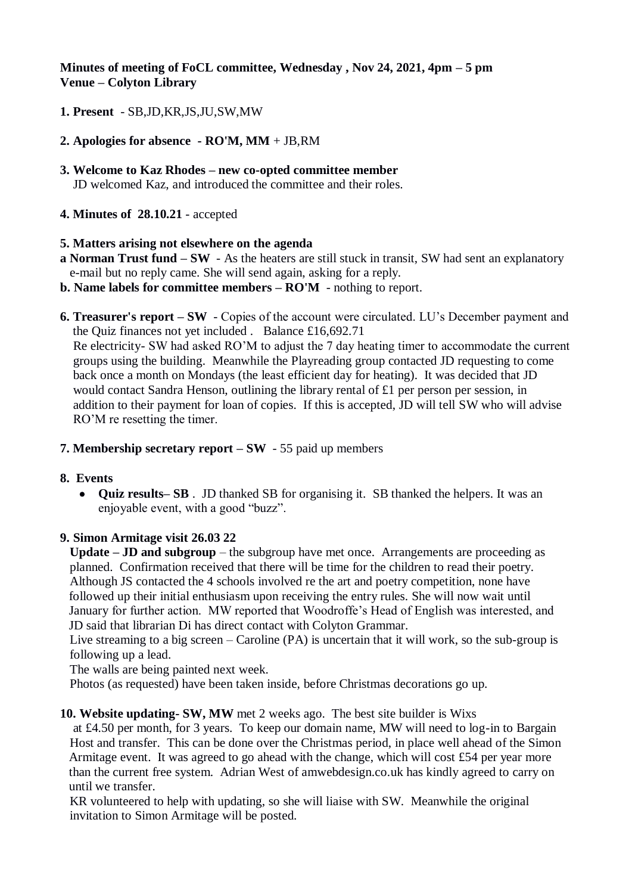**Minutes of meeting of FoCL committee, Wednesday , Nov 24, 2021, 4pm – 5 pm**
**Venue – Colyton Library**

**1. Present** - SB,JD,KR,JS,JU,SW,MW

**2. Apologies for absence** - **RO'M, MM** + JB,RM

**3. Welcome to Kaz Rhodes – new co-opted committee member**
JD welcomed Kaz, and introduced the committee and their roles.

**4. Minutes of 28.10.21** - accepted

**5. Matters arising not elsewhere on the agenda**

**a Norman Trust fund – SW** - As the heaters are still stuck in transit, SW had sent an explanatory e-mail but no reply came. She will send again, asking for a reply.

**b. Name labels for committee members – RO'M** - nothing to report.

**6. Treasurer's report – SW** - Copies of the account were circulated. LU's December payment and the Quiz finances not yet included . Balance £16,692.71
Re electricity- SW had asked RO'M to adjust the 7 day heating timer to accommodate the current groups using the building. Meanwhile the Playreading group contacted JD requesting to come back once a month on Mondays (the least efficient day for heating). It was decided that JD would contact Sandra Henson, outlining the library rental of £1 per person per session, in addition to their payment for loan of copies. If this is accepted, JD will tell SW who will advise RO'M re resetting the timer.

**7. Membership secretary report – SW** - 55 paid up members

**8. Events**

- **Quiz results– SB** . JD thanked SB for organising it. SB thanked the helpers. It was an enjoyable event, with a good "buzz".

**9. Simon Armitage visit 26.03 22**
**Update – JD and subgroup** – the subgroup have met once. Arrangements are proceeding as planned. Confirmation received that there will be time for the children to read their poetry. Although JS contacted the 4 schools involved re the art and poetry competition, none have followed up their initial enthusiasm upon receiving the entry rules. She will now wait until January for further action. MW reported that Woodroffe's Head of English was interested, and JD said that librarian Di has direct contact with Colyton Grammar.
Live streaming to a big screen – Caroline (PA) is uncertain that it will work, so the sub-group is following up a lead.
The walls are being painted next week.
Photos (as requested) have been taken inside, before Christmas decorations go up.

**10. Website updating- SW, MW** met 2 weeks ago. The best site builder is Wixs at £4.50 per month, for 3 years. To keep our domain name, MW will need to log-in to Bargain Host and transfer. This can be done over the Christmas period, in place well ahead of the Simon Armitage event. It was agreed to go ahead with the change, which will cost £54 per year more than the current free system. Adrian West of amwebdesign.co.uk has kindly agreed to carry on until we transfer.
KR volunteered to help with updating, so she will liaise with SW. Meanwhile the original invitation to Simon Armitage will be posted.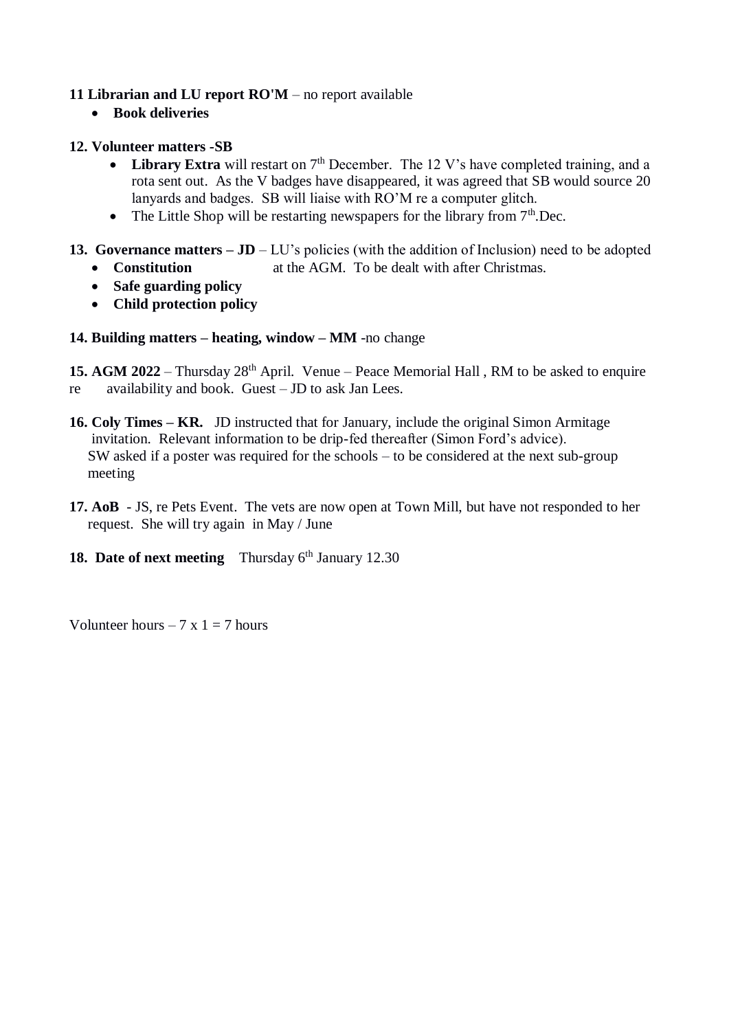**11 Librarian and LU report RO'M** – no report available

- **Book deliveries**

**12. Volunteer matters -SB**

- **Library Extra** will restart on 7th December. The 12 V's have completed training, and a rota sent out. As the V badges have disappeared, it was agreed that SB would source 20 lanyards and badges. SB will liaise with RO'M re a computer glitch.
- The Little Shop will be restarting newspapers for the library from 7th.Dec.

**13. Governance matters – JD** – LU's policies (with the addition of Inclusion) need to be adopted at the AGM. To be dealt with after Christmas.

- **Constitution**
- **Safe guarding policy**
- **Child protection policy**

**14. Building matters – heating, window – MM** -no change

**15. AGM 2022** – Thursday 28th April. Venue – Peace Memorial Hall , RM to be asked to enquire re availability and book. Guest – JD to ask Jan Lees.

**16. Coly Times – KR.** JD instructed that for January, include the original Simon Armitage invitation. Relevant information to be drip-fed thereafter (Simon Ford's advice). SW asked if a poster was required for the schools – to be considered at the next sub-group meeting

**17. AoB** - JS, re Pets Event. The vets are now open at Town Mill, but have not responded to her request. She will try again in May / June

**18. Date of next meeting** Thursday 6th January 12.30

Volunteer hours – 7 x 1 = 7 hours